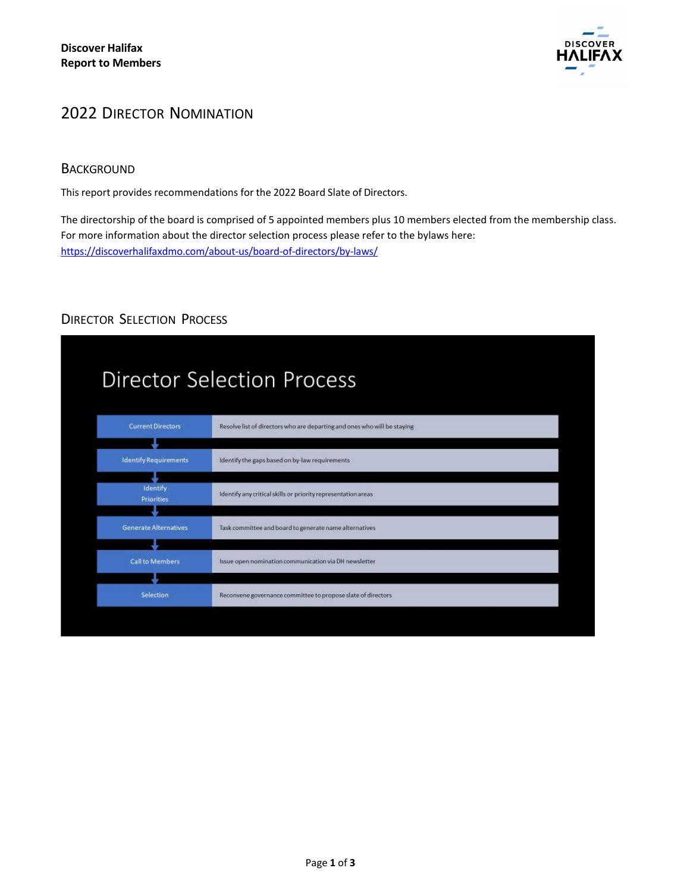**Discover Halifax**
**Report to Members**

# 2022 Director Nomination

## Background

This report provides recommendations for the 2022 Board Slate of Directors.

The directorship of the board is comprised of 5 appointed members plus 10 members elected from the membership class. For more information about the director selection process please refer to the bylaws here: https://discoverhalifaxdmo.com/about-us/board-of-directors/by-laws/

## Director Selection Process

### Director Selection Process

| Step | Description |
| --- | --- |
| Current Directors | Resolve list of directors who are departing and ones who will be staying |
| Identify Requirements | Identify the gaps based on by-law requirements |
| Identify Priorities | Identify any critical skills or priority representation areas |
| Generate Alternatives | Task committee and board to generate name alternatives |
| Call to Members | Issue open nomination communication via DH newsletter |
| Selection | Reconvene governance committee to propose slate of directors |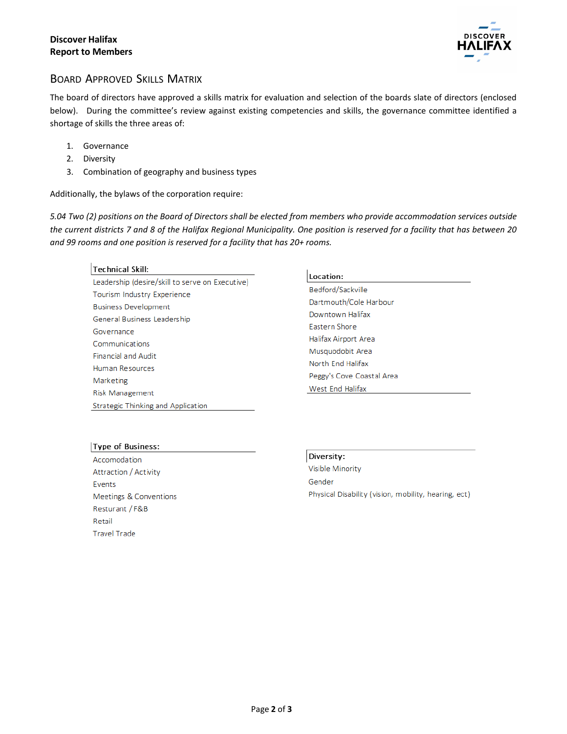## Board Approved Skills Matrix

The board of directors have approved a skills matrix for evaluation and selection of the boards slate of directors (enclosed below). During the committee's review against existing competencies and skills, the governance committee identified a shortage of skills the three areas of:

1. Governance
2. Diversity
3. Combination of geography and business types

Additionally, the bylaws of the corporation require:

*5.04 Two (2) positions on the Board of Directors shall be elected from members who provide accommodation services outside the current districts 7 and 8 of the Halifax Regional Municipality. One position is reserved for a facility that has between 20 and 99 rooms and one position is reserved for a facility that has 20+ rooms.*

| Technical Skill: |
|---|
| Leadership (desire/skill to serve on Executive) |
| Tourism Industry Experience |
| Business Development |
| General Business Leadership |
| Governance |
| Communications |
| Financial and Audit |
| Human Resources |
| Marketing |
| Risk Management |
| Strategic Thinking and Application |

| Location: |
|---|
| Bedford/Sackville |
| Dartmouth/Cole Harbour |
| Downtown Halifax |
| Eastern Shore |
| Halifax Airport Area |
| Musquodobit Area |
| North End Halifax |
| Peggy's Cove Coastal Area |
| West End Halifax |

| Type of Business: |
|---|
| Accomodation |
| Attraction / Activity |
| Events |
| Meetings & Conventions |
| Resturant / F&B |
| Retail |
| Travel Trade |

| Diversity: |
|---|
| Visible Minority |
| Gender |
| Physical Disability (vision, mobility, hearing, ect) |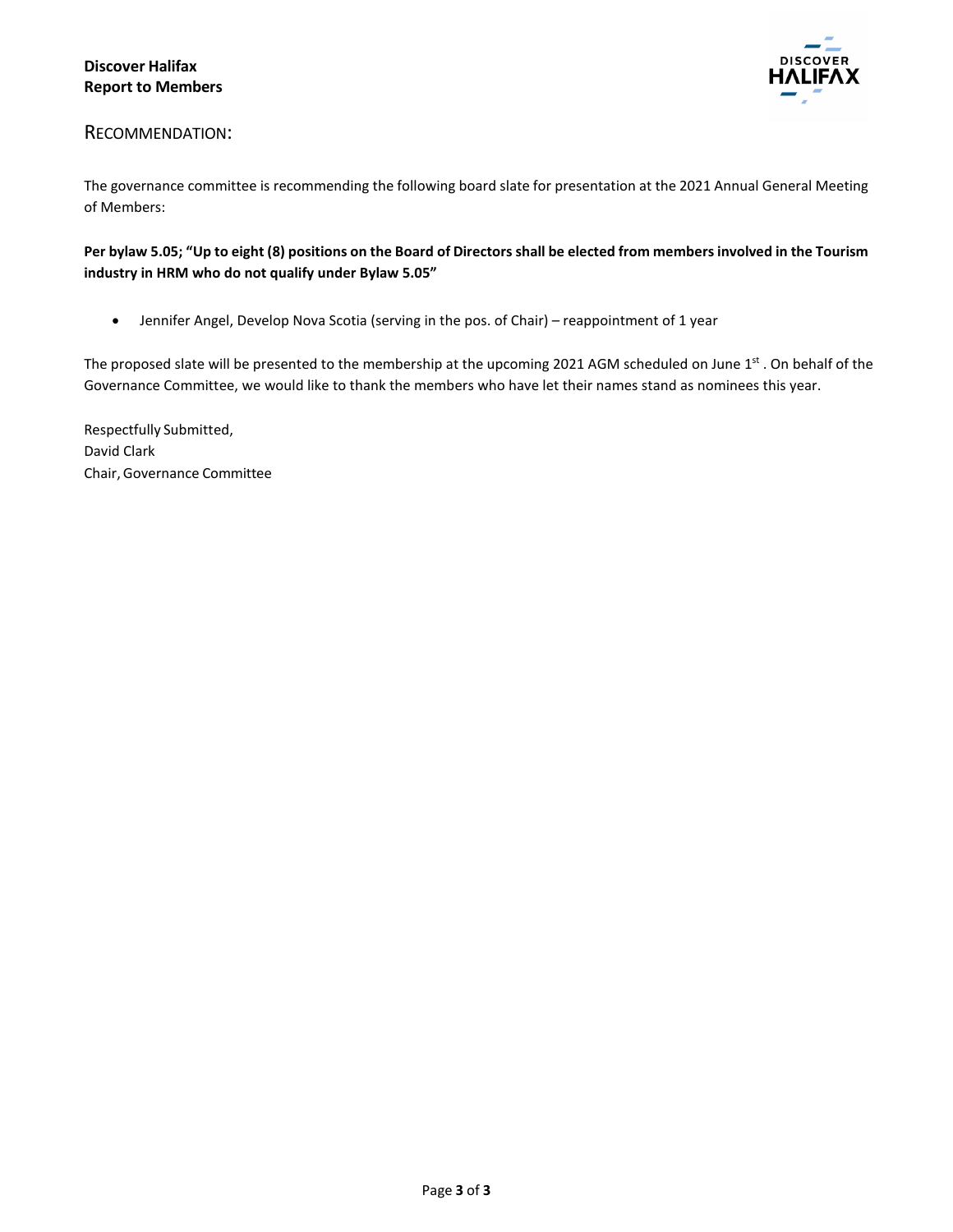## RECOMMENDATION:

The governance committee is recommending the following board slate for presentation at the 2021 Annual General Meeting of Members:

**Per bylaw 5.05; "Up to eight (8) positions on the Board of Directors shall be elected from members involved in the Tourism industry in HRM who do not qualify under Bylaw 5.05"**

- Jennifer Angel, Develop Nova Scotia (serving in the pos. of Chair) – reappointment of 1 year

The proposed slate will be presented to the membership at the upcoming 2021 AGM scheduled on June 1st . On behalf of the Governance Committee, we would like to thank the members who have let their names stand as nominees this year.

Respectfully Submitted,
David Clark
Chair, Governance Committee